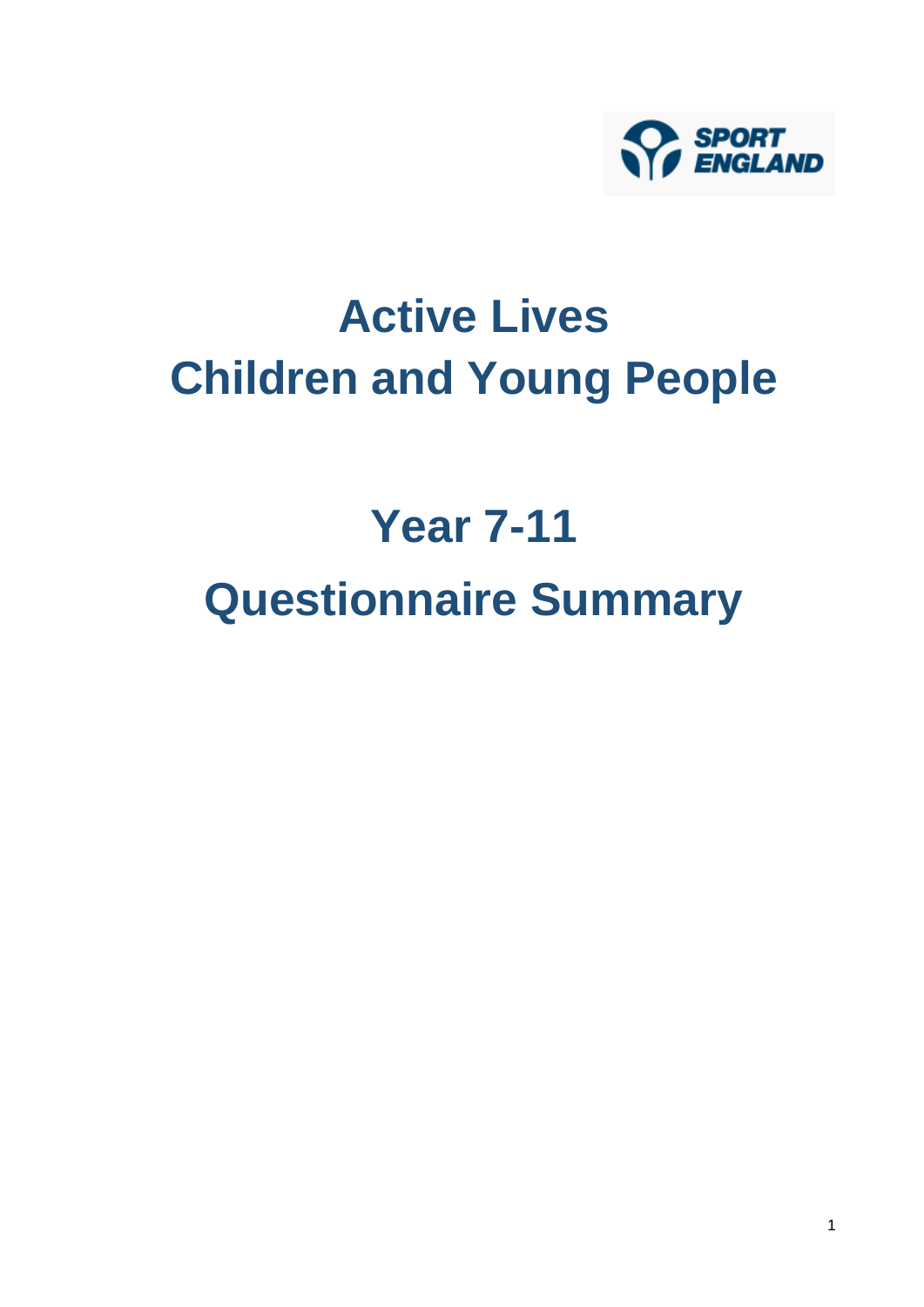SPORT ENGLAND

# Active Lives Children and Young People

# Year 7-11 Questionnaire Summary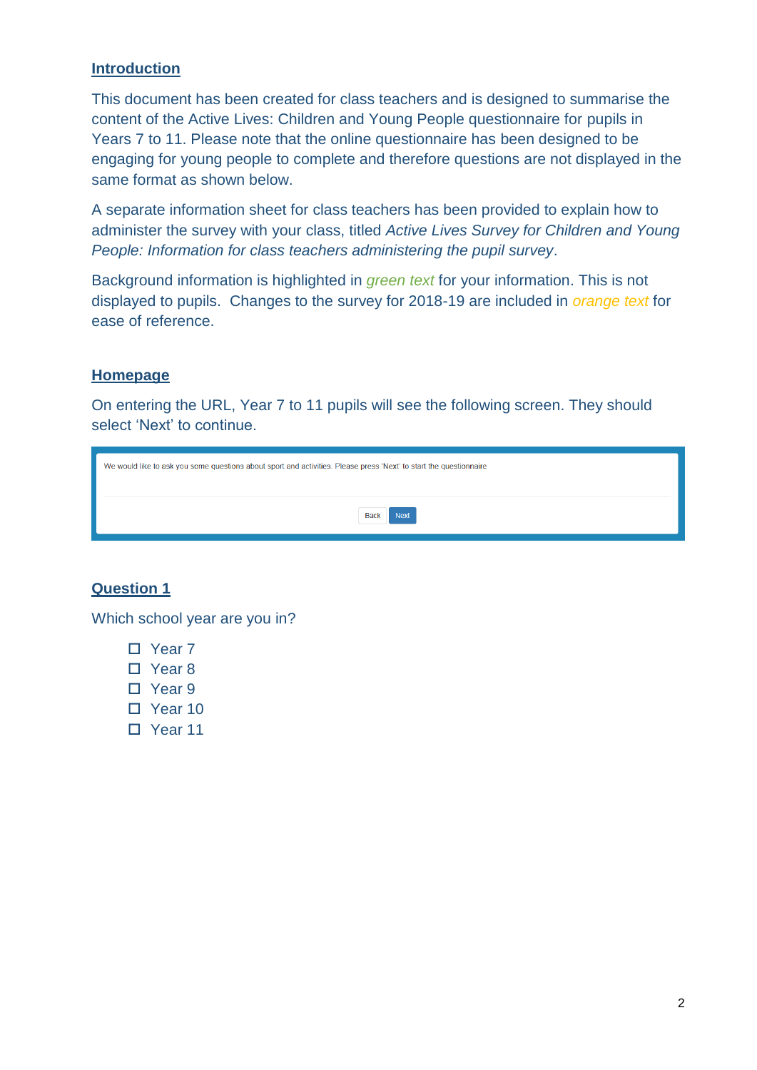## Introduction

This document has been created for class teachers and is designed to summarise the content of the Active Lives: Children and Young People questionnaire for pupils in Years 7 to 11. Please note that the online questionnaire has been designed to be engaging for young people to complete and therefore questions are not displayed in the same format as shown below.

A separate information sheet for class teachers has been provided to explain how to administer the survey with your class, titled *Active Lives Survey for Children and Young People: Information for class teachers administering the pupil survey*.

Background information is highlighted in *green text* for your information. This is not displayed to pupils. Changes to the survey for 2018-19 are included in *orange text* for ease of reference.

## Homepage

On entering the URL, Year 7 to 11 pupils will see the following screen. They should select 'Next' to continue.

We would like to ask you some questions about sport and activities. Please press 'Next' to start the questionnaire

Back | Next

## Question 1

Which school year are you in?

- ☐ Year 7
- ☐ Year 8
- ☐ Year 9
- ☐ Year 10
- ☐ Year 11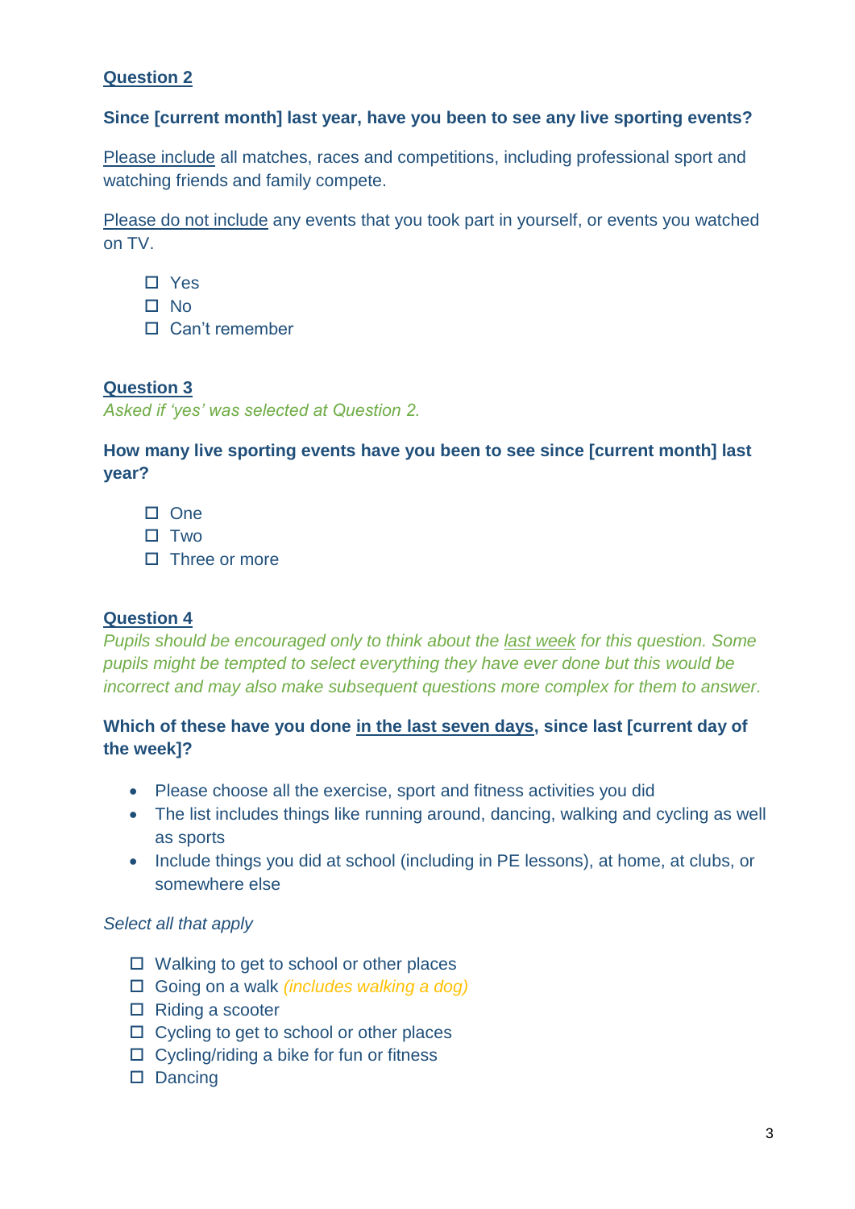## Question 2

**Since [current month] last year, have you been to see any live sporting events?**

Please include all matches, races and competitions, including professional sport and watching friends and family compete.

Please do not include any events that you took part in yourself, or events you watched on TV.

- ☐ Yes
- ☐ No
- ☐ Can't remember

## Question 3

*Asked if 'yes' was selected at Question 2.*

**How many live sporting events have you been to see since [current month] last year?**

- ☐ One
- ☐ Two
- ☐ Three or more

## Question 4

*Pupils should be encouraged only to think about the last week for this question. Some pupils might be tempted to select everything they have ever done but this would be incorrect and may also make subsequent questions more complex for them to answer.*

**Which of these have you done in the last seven days, since last [current day of the week]?**

- Please choose all the exercise, sport and fitness activities you did
- The list includes things like running around, dancing, walking and cycling as well as sports
- Include things you did at school (including in PE lessons), at home, at clubs, or somewhere else

*Select all that apply*

- ☐ Walking to get to school or other places
- ☐ Going on a walk *(includes walking a dog)*
- ☐ Riding a scooter
- ☐ Cycling to get to school or other places
- ☐ Cycling/riding a bike for fun or fitness
- ☐ Dancing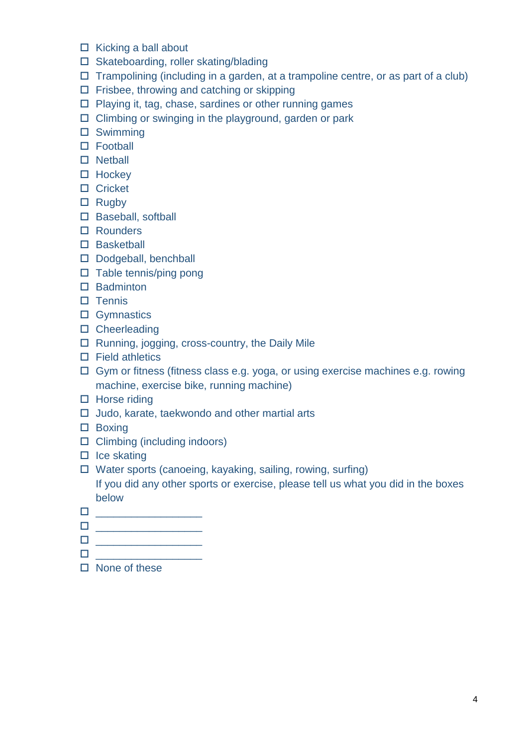- ☐ Kicking a ball about
- ☐ Skateboarding, roller skating/blading
- ☐ Trampolining (including in a garden, at a trampoline centre, or as part of a club)
- ☐ Frisbee, throwing and catching or skipping
- ☐ Playing it, tag, chase, sardines or other running games
- ☐ Climbing or swinging in the playground, garden or park
- ☐ Swimming
- ☐ Football
- ☐ Netball
- ☐ Hockey
- ☐ Cricket
- ☐ Rugby
- ☐ Baseball, softball
- ☐ Rounders
- ☐ Basketball
- ☐ Dodgeball, benchball
- ☐ Table tennis/ping pong
- ☐ Badminton
- ☐ Tennis
- ☐ Gymnastics
- ☐ Cheerleading
- ☐ Running, jogging, cross-country, the Daily Mile
- ☐ Field athletics
- ☐ Gym or fitness (fitness class e.g. yoga, or using exercise machines e.g. rowing machine, exercise bike, running machine)
- ☐ Horse riding
- ☐ Judo, karate, taekwondo and other martial arts
- ☐ Boxing
- ☐ Climbing (including indoors)
- ☐ Ice skating
- ☐ Water sports (canoeing, kayaking, sailing, rowing, surfing)

  If you did any other sports or exercise, please tell us what you did in the boxes below
- ☐ ____________________
- ☐ ____________________
- ☐ ____________________
- ☐ ____________________
- ☐ None of these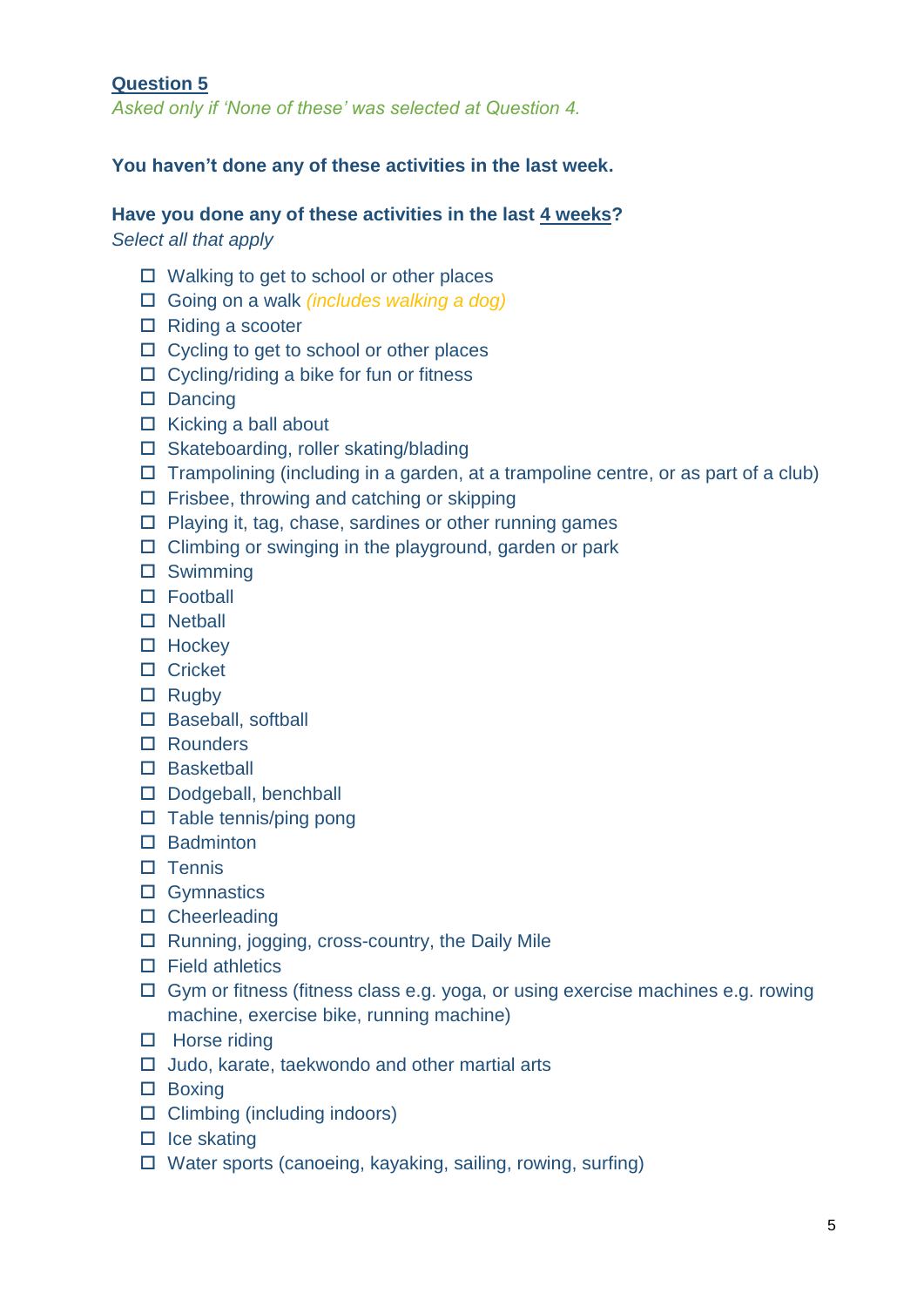**Question 5**

*Asked only if 'None of these' was selected at Question 4.*

**You haven't done any of these activities in the last week.**

**Have you done any of these activities in the last 4 weeks?**

*Select all that apply*

- ☐ Walking to get to school or other places
- ☐ Going on a walk *(includes walking a dog)*
- ☐ Riding a scooter
- ☐ Cycling to get to school or other places
- ☐ Cycling/riding a bike for fun or fitness
- ☐ Dancing
- ☐ Kicking a ball about
- ☐ Skateboarding, roller skating/blading
- ☐ Trampolining (including in a garden, at a trampoline centre, or as part of a club)
- ☐ Frisbee, throwing and catching or skipping
- ☐ Playing it, tag, chase, sardines or other running games
- ☐ Climbing or swinging in the playground, garden or park
- ☐ Swimming
- ☐ Football
- ☐ Netball
- ☐ Hockey
- ☐ Cricket
- ☐ Rugby
- ☐ Baseball, softball
- ☐ Rounders
- ☐ Basketball
- ☐ Dodgeball, benchball
- ☐ Table tennis/ping pong
- ☐ Badminton
- ☐ Tennis
- ☐ Gymnastics
- ☐ Cheerleading
- ☐ Running, jogging, cross-country, the Daily Mile
- ☐ Field athletics
- ☐ Gym or fitness (fitness class e.g. yoga, or using exercise machines e.g. rowing machine, exercise bike, running machine)
- ☐ Horse riding
- ☐ Judo, karate, taekwondo and other martial arts
- ☐ Boxing
- ☐ Climbing (including indoors)
- ☐ Ice skating
- ☐ Water sports (canoeing, kayaking, sailing, rowing, surfing)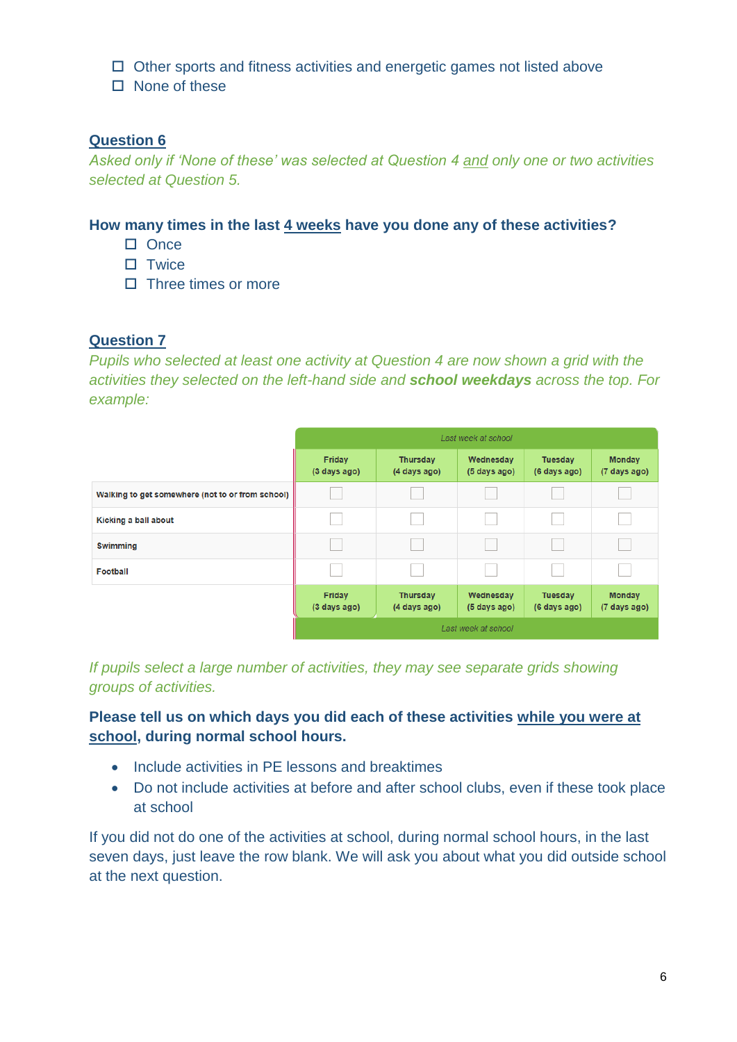- ☐ Other sports and fitness activities and energetic games not listed above
- ☐ None of these

## Question 6

*Asked only if 'None of these' was selected at Question 4 and only one or two activities selected at Question 5.*

**How many times in the last 4 weeks have you done any of these activities?**

- ☐ Once
- ☐ Twice
- ☐ Three times or more

## Question 7

*Pupils who selected at least one activity at Question 4 are now shown a grid with the activities they selected on the left-hand side and **school weekdays** across the top. For example:*

| | Last week at school | | | | |
|---|---|---|---|---|---|
| | Friday (3 days ago) | Thursday (4 days ago) | Wednesday (5 days ago) | Tuesday (6 days ago) | Monday (7 days ago) |
| Walking to get somewhere (not to or from school) | ☐ | ☐ | ☐ | ☐ | ☐ |
| Kicking a ball about | ☐ | ☐ | ☐ | ☐ | ☐ |
| Swimming | ☐ | ☐ | ☐ | ☐ | ☐ |
| Football | ☐ | ☐ | ☐ | ☐ | ☐ |
| | Friday (3 days ago) | Thursday (4 days ago) | Wednesday (5 days ago) | Tuesday (6 days ago) | Monday (7 days ago) |
| | Last week at school | | | | |

*If pupils select a large number of activities, they may see separate grids showing groups of activities.*

**Please tell us on which days you did each of these activities while you were at school, during normal school hours.**

- Include activities in PE lessons and breaktimes
- Do not include activities at before and after school clubs, even if these took place at school

If you did not do one of the activities at school, during normal school hours, in the last seven days, just leave the row blank. We will ask you about what you did outside school at the next question.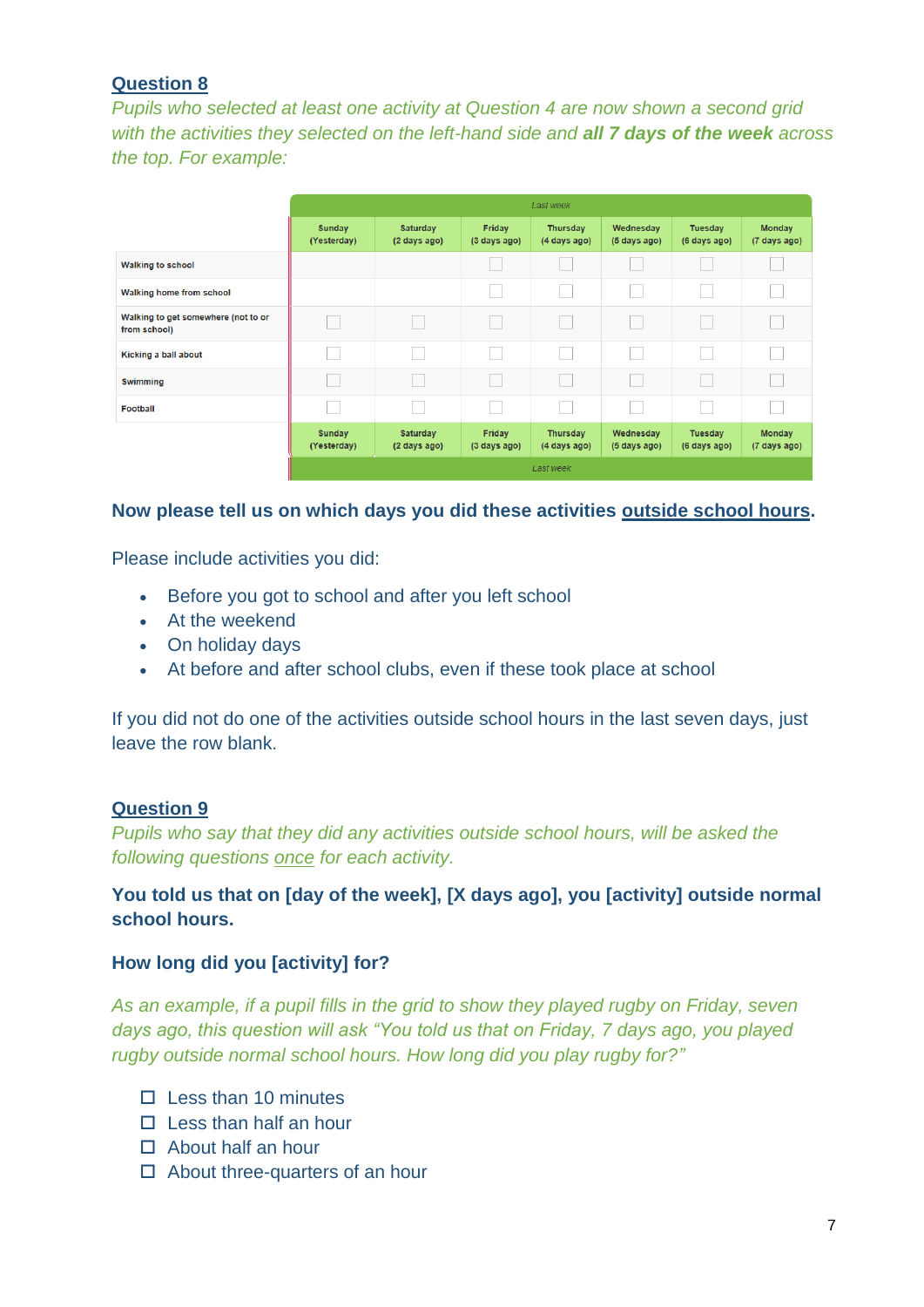## Question 8

*Pupils who selected at least one activity at Question 4 are now shown a second grid with the activities they selected on the left-hand side and **all 7 days of the week** across the top. For example:*

| | Last week | | | | | | |
|---|---|---|---|---|---|---|---|
| | Sunday (Yesterday) | Saturday (2 days ago) | Friday (3 days ago) | Thursday (4 days ago) | Wednesday (5 days ago) | Tuesday (6 days ago) | Monday (7 days ago) |
| Walking to school | | | ☐ | ☐ | ☐ | ☐ | ☐ |
| Walking home from school | | | ☐ | ☐ | ☐ | ☐ | ☐ |
| Walking to get somewhere (not to or from school) | ☐ | ☐ | ☐ | ☐ | ☐ | ☐ | ☐ |
| Kicking a ball about | ☐ | ☐ | ☐ | ☐ | ☐ | ☐ | ☐ |
| Swimming | ☐ | ☐ | ☐ | ☐ | ☐ | ☐ | ☐ |
| Football | ☐ | ☐ | ☐ | ☐ | ☐ | ☐ | ☐ |
| | Sunday (Yesterday) | Saturday (2 days ago) | Friday (3 days ago) | Thursday (4 days ago) | Wednesday (5 days ago) | Tuesday (6 days ago) | Monday (7 days ago) |
| | Last week | | | | | | |

**Now please tell us on which days you did these activities <u>outside school hours</u>.**

Please include activities you did:

- Before you got to school and after you left school
- At the weekend
- On holiday days
- At before and after school clubs, even if these took place at school

If you did not do one of the activities outside school hours in the last seven days, just leave the row blank.

## Question 9

*Pupils who say that they did any activities outside school hours, will be asked the following questions <u>once</u> for each activity.*

**You told us that on [day of the week], [X days ago], you [activity] outside normal school hours.**

**How long did you [activity] for?**

*As an example, if a pupil fills in the grid to show they played rugby on Friday, seven days ago, this question will ask "You told us that on Friday, 7 days ago, you played rugby outside normal school hours. How long did you play rugby for?"*

- ☐ Less than 10 minutes
- ☐ Less than half an hour
- ☐ About half an hour
- ☐ About three-quarters of an hour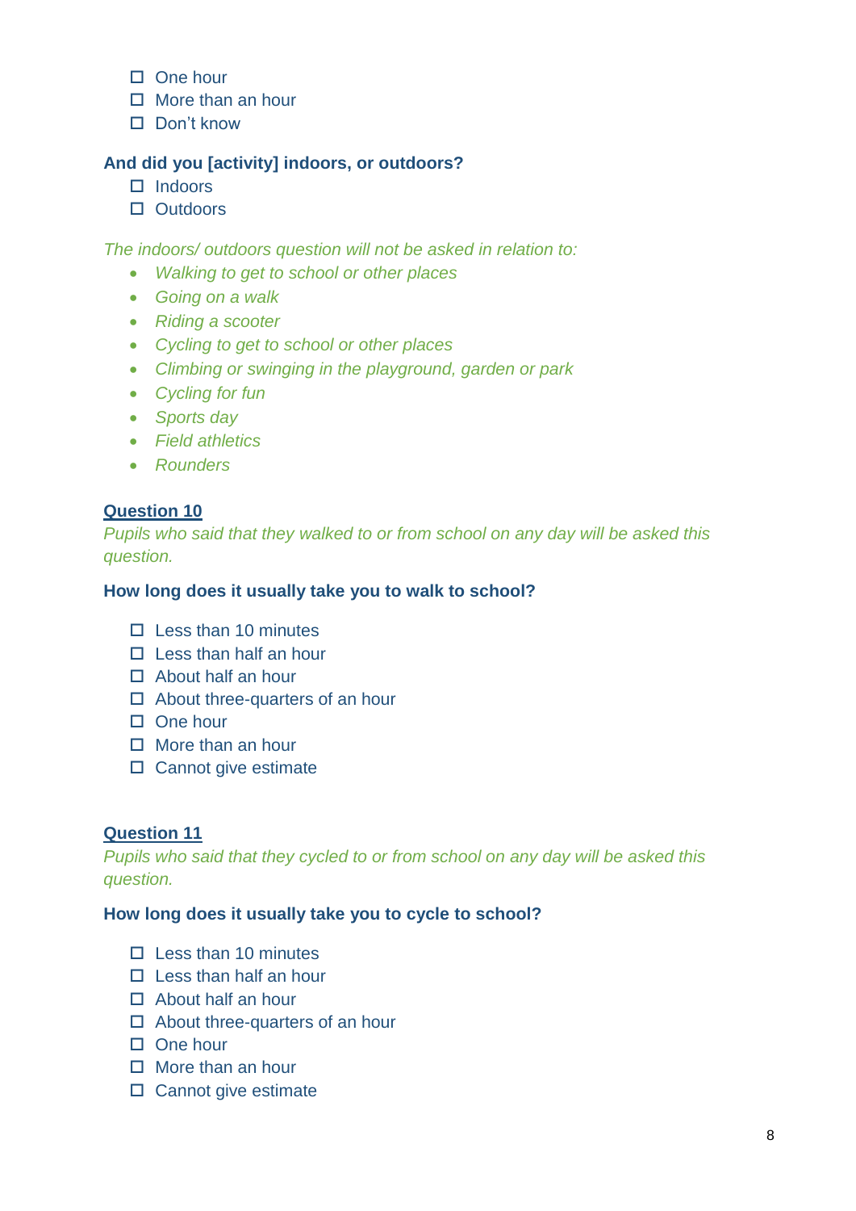- ☐ One hour
- ☐ More than an hour
- ☐ Don't know

**And did you [activity] indoors, or outdoors?**

- ☐ Indoors
- ☐ Outdoors

*The indoors/ outdoors question will not be asked in relation to:*

- *Walking to get to school or other places*
- *Going on a walk*
- *Riding a scooter*
- *Cycling to get to school or other places*
- *Climbing or swinging in the playground, garden or park*
- *Cycling for fun*
- *Sports day*
- *Field athletics*
- *Rounders*

**Question 10**

*Pupils who said that they walked to or from school on any day will be asked this question.*

**How long does it usually take you to walk to school?**

- ☐ Less than 10 minutes
- ☐ Less than half an hour
- ☐ About half an hour
- ☐ About three-quarters of an hour
- ☐ One hour
- ☐ More than an hour
- ☐ Cannot give estimate

**Question 11**

*Pupils who said that they cycled to or from school on any day will be asked this question.*

**How long does it usually take you to cycle to school?**

- ☐ Less than 10 minutes
- ☐ Less than half an hour
- ☐ About half an hour
- ☐ About three-quarters of an hour
- ☐ One hour
- ☐ More than an hour
- ☐ Cannot give estimate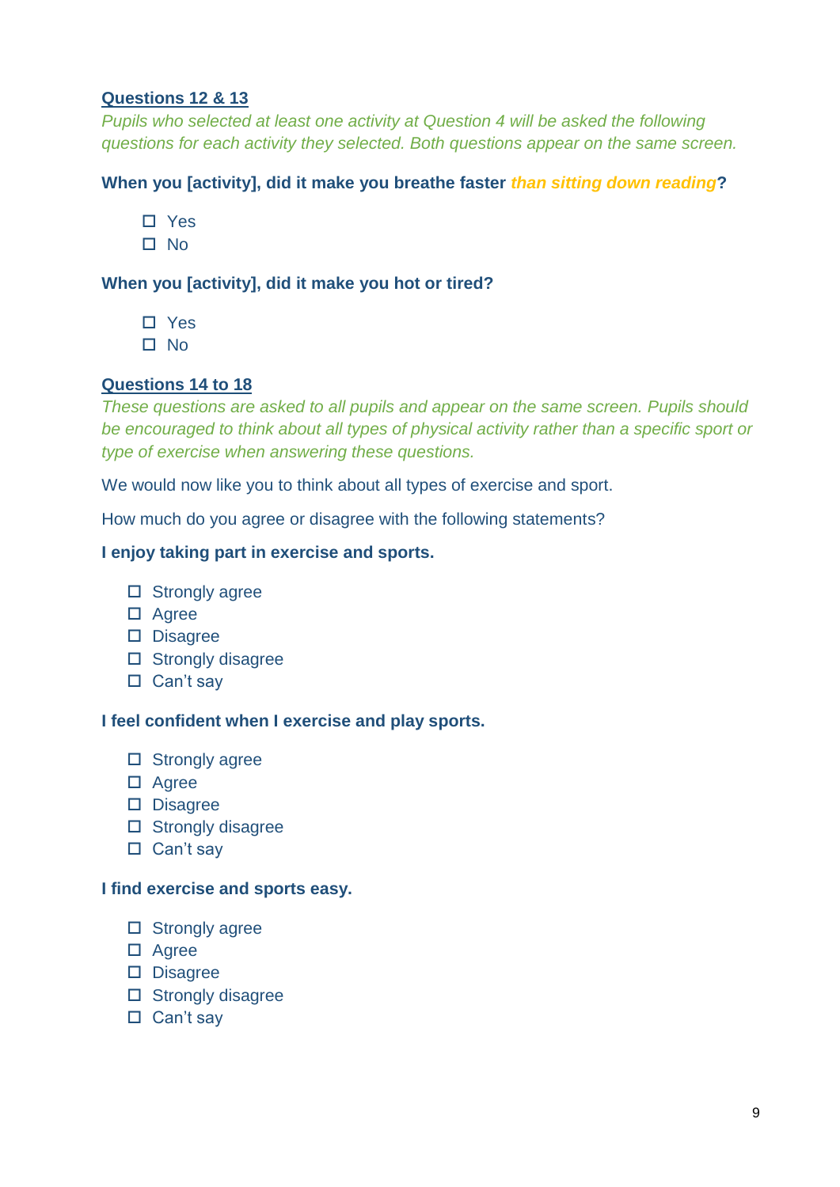**Questions 12 & 13**

*Pupils who selected at least one activity at Question 4 will be asked the following questions for each activity they selected. Both questions appear on the same screen.*

**When you [activity], did it make you breathe faster *than sitting down reading*?**

- ☐ Yes
- ☐ No

**When you [activity], did it make you hot or tired?**

- ☐ Yes
- ☐ No

**Questions 14 to 18**

*These questions are asked to all pupils and appear on the same screen. Pupils should be encouraged to think about all types of physical activity rather than a specific sport or type of exercise when answering these questions.*

We would now like you to think about all types of exercise and sport.

How much do you agree or disagree with the following statements?

**I enjoy taking part in exercise and sports.**

- ☐ Strongly agree
- ☐ Agree
- ☐ Disagree
- ☐ Strongly disagree
- ☐ Can't say

**I feel confident when I exercise and play sports.**

- ☐ Strongly agree
- ☐ Agree
- ☐ Disagree
- ☐ Strongly disagree
- ☐ Can't say

**I find exercise and sports easy.**

- ☐ Strongly agree
- ☐ Agree
- ☐ Disagree
- ☐ Strongly disagree
- ☐ Can't say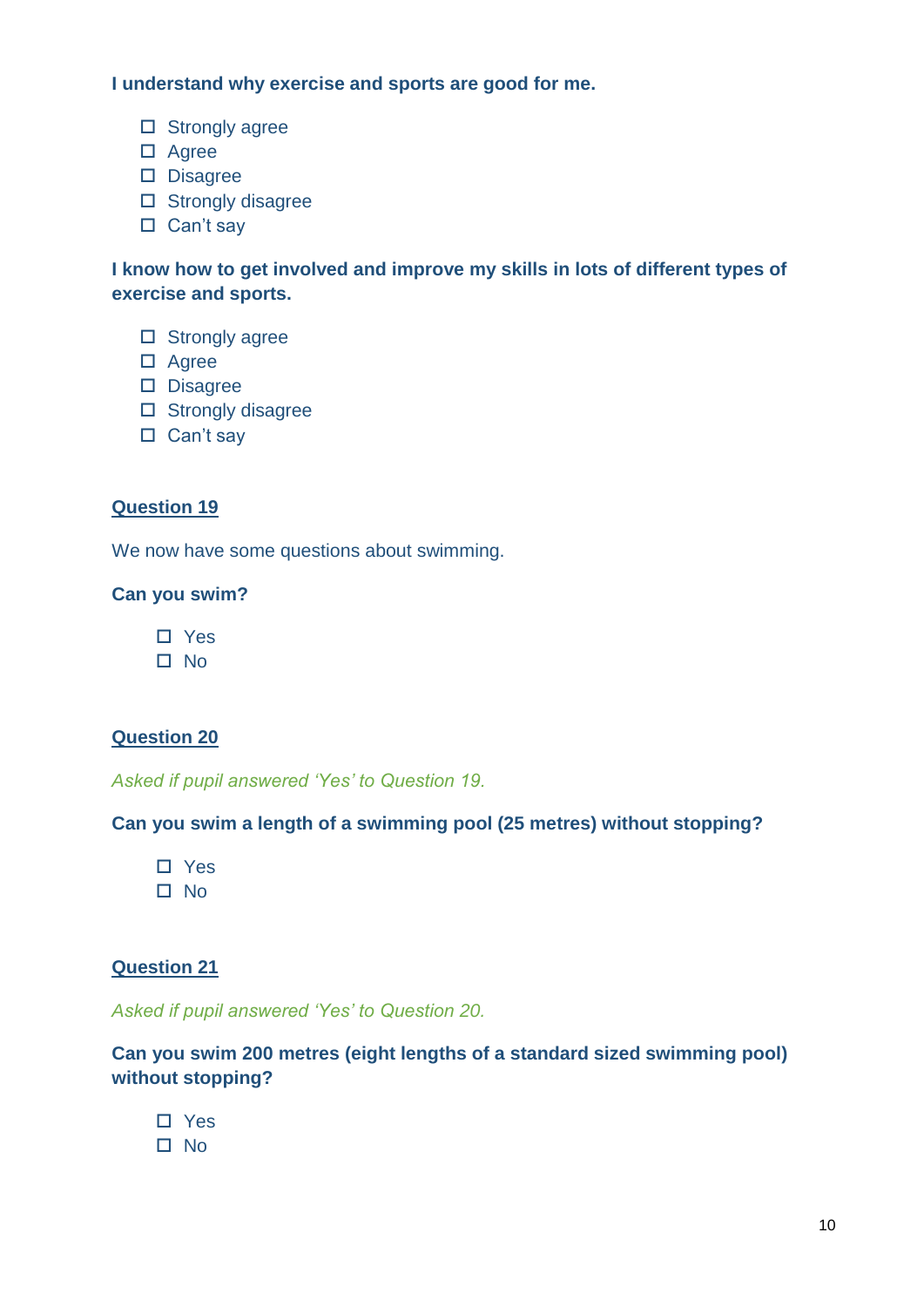**I understand why exercise and sports are good for me.**

- ☐ Strongly agree
- ☐ Agree
- ☐ Disagree
- ☐ Strongly disagree
- ☐ Can't say

**I know how to get involved and improve my skills in lots of different types of exercise and sports.**

- ☐ Strongly agree
- ☐ Agree
- ☐ Disagree
- ☐ Strongly disagree
- ☐ Can't say

## Question 19

We now have some questions about swimming.

**Can you swim?**

- ☐ Yes
- ☐ No

## Question 20

*Asked if pupil answered 'Yes' to Question 19.*

**Can you swim a length of a swimming pool (25 metres) without stopping?**

- ☐ Yes
- ☐ No

## Question 21

*Asked if pupil answered 'Yes' to Question 20.*

**Can you swim 200 metres (eight lengths of a standard sized swimming pool) without stopping?**

- ☐ Yes
- ☐ No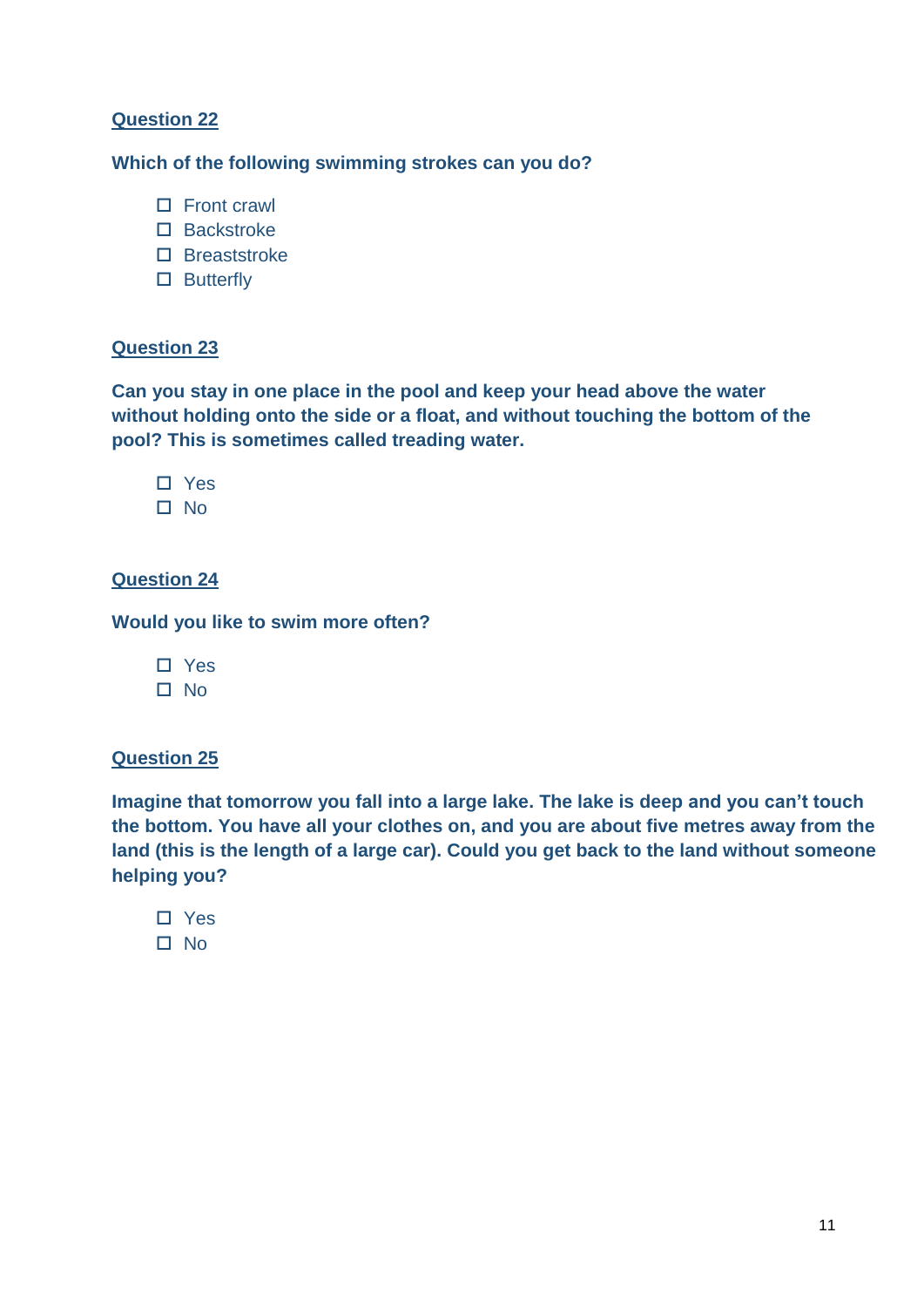## Question 22

**Which of the following swimming strokes can you do?**

- ☐ Front crawl
- ☐ Backstroke
- ☐ Breaststroke
- ☐ Butterfly

## Question 23

**Can you stay in one place in the pool and keep your head above the water without holding onto the side or a float, and without touching the bottom of the pool? This is sometimes called treading water.**

- ☐ Yes
- ☐ No

## Question 24

**Would you like to swim more often?**

- ☐ Yes
- ☐ No

## Question 25

**Imagine that tomorrow you fall into a large lake. The lake is deep and you can't touch the bottom. You have all your clothes on, and you are about five metres away from the land (this is the length of a large car). Could you get back to the land without someone helping you?**

- ☐ Yes
- ☐ No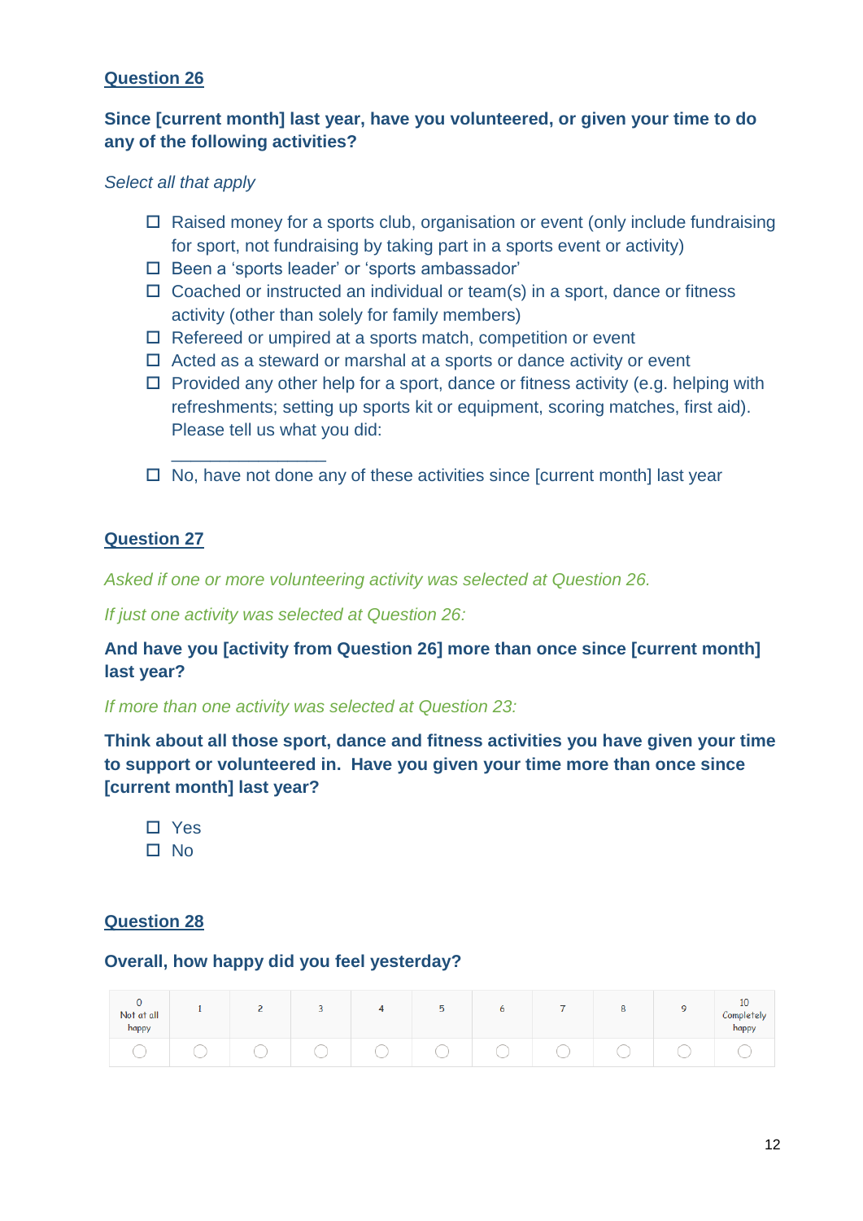## Question 26

**Since [current month] last year, have you volunteered, or given your time to do any of the following activities?**

*Select all that apply*

- ☐ Raised money for a sports club, organisation or event (only include fundraising for sport, not fundraising by taking part in a sports event or activity)
- ☐ Been a 'sports leader' or 'sports ambassador'
- ☐ Coached or instructed an individual or team(s) in a sport, dance or fitness activity (other than solely for family members)
- ☐ Refereed or umpired at a sports match, competition or event
- ☐ Acted as a steward or marshal at a sports or dance activity or event
- ☐ Provided any other help for a sport, dance or fitness activity (e.g. helping with refreshments; setting up sports kit or equipment, scoring matches, first aid). Please tell us what you did: _______________
- ☐ No, have not done any of these activities since [current month] last year

## Question 27

*Asked if one or more volunteering activity was selected at Question 26.*

*If just one activity was selected at Question 26:*

**And have you [activity from Question 26] more than once since [current month] last year?**

*If more than one activity was selected at Question 23:*

**Think about all those sport, dance and fitness activities you have given your time to support or volunteered in. Have you given your time more than once since [current month] last year?**

- ☐ Yes
- ☐ No

## Question 28

**Overall, how happy did you feel yesterday?**

| 0 Not at all happy | 1 | 2 | 3 | 4 | 5 | 6 | 7 | 8 | 9 | 10 Completely happy |
|---|---|---|---|---|---|---|---|---|---|---|
| ◯ | ◯ | ◯ | ◯ | ◯ | ◯ | ◯ | ◯ | ◯ | ◯ | ◯ |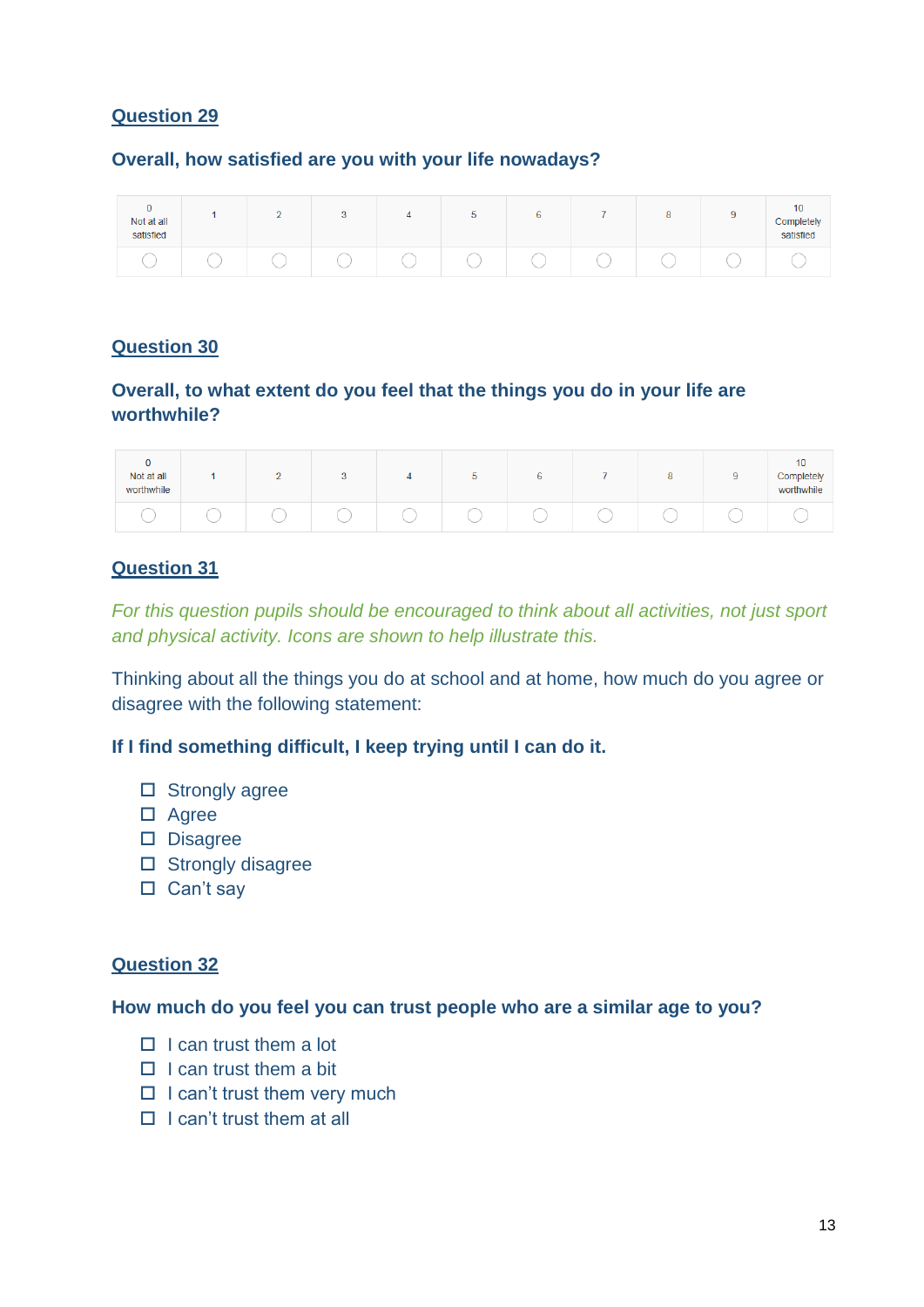## Question 29

**Overall, how satisfied are you with your life nowadays?**

| 0 Not at all satisfied | 1 | 2 | 3 | 4 | 5 | 6 | 7 | 8 | 9 | 10 Completely satisfied |
|---|---|---|---|---|---|---|---|---|---|---|
| ◯ | ◯ | ◯ | ◯ | ◯ | ◯ | ◯ | ◯ | ◯ | ◯ | ◯ |

## Question 30

**Overall, to what extent do you feel that the things you do in your life are worthwhile?**

| 0 Not at all worthwhile | 1 | 2 | 3 | 4 | 5 | 6 | 7 | 8 | 9 | 10 Completely worthwhile |
|---|---|---|---|---|---|---|---|---|---|---|
| ◯ | ◯ | ◯ | ◯ | ◯ | ◯ | ◯ | ◯ | ◯ | ◯ | ◯ |

## Question 31

*For this question pupils should be encouraged to think about all activities, not just sport and physical activity. Icons are shown to help illustrate this.*

Thinking about all the things you do at school and at home, how much do you agree or disagree with the following statement:

**If I find something difficult, I keep trying until I can do it.**

- ☐ Strongly agree
- ☐ Agree
- ☐ Disagree
- ☐ Strongly disagree
- ☐ Can't say

## Question 32

**How much do you feel you can trust people who are a similar age to you?**

- ☐ I can trust them a lot
- ☐ I can trust them a bit
- ☐ I can't trust them very much
- ☐ I can't trust them at all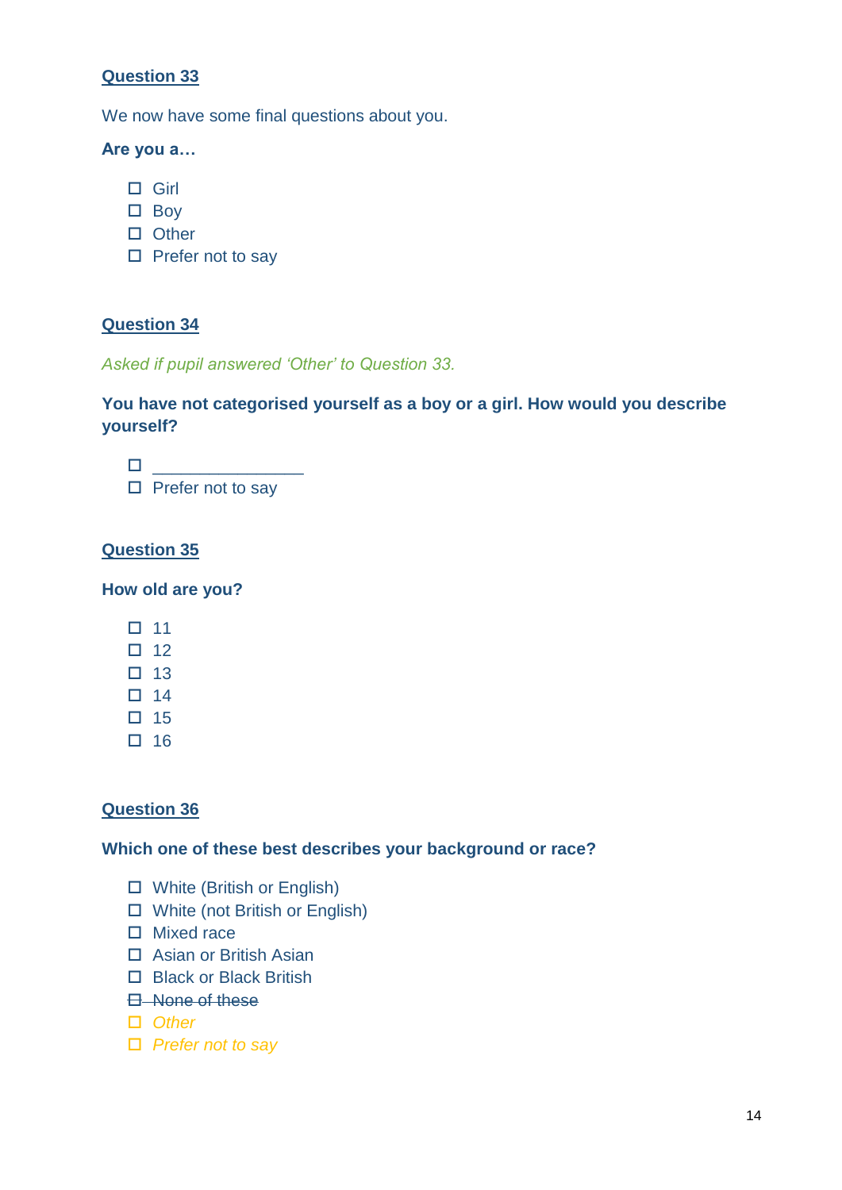## Question 33

We now have some final questions about you.

**Are you a…**

- ☐ Girl
- ☐ Boy
- ☐ Other
- ☐ Prefer not to say

## Question 34

*Asked if pupil answered 'Other' to Question 33.*

**You have not categorised yourself as a boy or a girl. How would you describe yourself?**

- ☐ _______________
- ☐ Prefer not to say

## Question 35

**How old are you?**

- ☐ 11
- ☐ 12
- ☐ 13
- ☐ 14
- ☐ 15
- ☐ 16

## Question 36

**Which one of these best describes your background or race?**

- ☐ White (British or English)
- ☐ White (not British or English)
- ☐ Mixed race
- ☐ Asian or British Asian
- ☐ Black or Black British
- ☐ ~~None of these~~
- ☐ *Other*
- ☐ *Prefer not to say*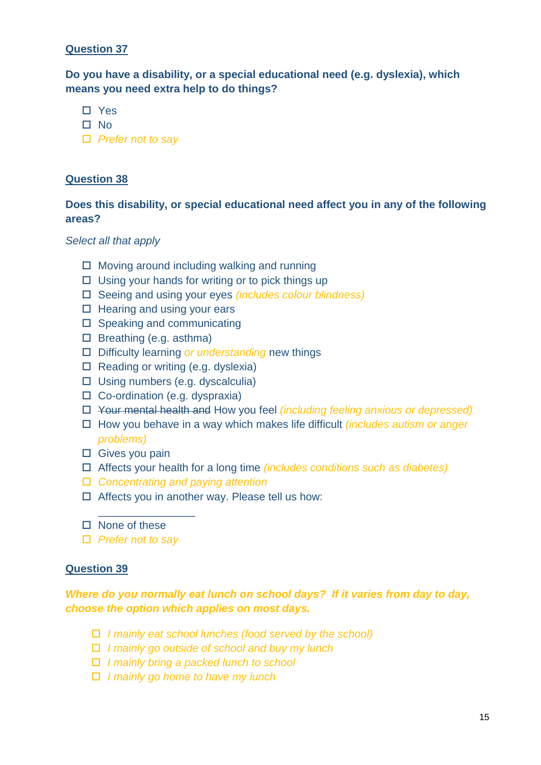**Question 37**

**Do you have a disability, or a special educational need (e.g. dyslexia), which means you need extra help to do things?**

- ☐ Yes
- ☐ No
- ☐ *Prefer not to say*

**Question 38**

**Does this disability, or special educational need affect you in any of the following areas?**

*Select all that apply*

- ☐ Moving around including walking and running
- ☐ Using your hands for writing or to pick things up
- ☐ Seeing and using your eyes *(includes colour blindness)*
- ☐ Hearing and using your ears
- ☐ Speaking and communicating
- ☐ Breathing (e.g. asthma)
- ☐ Difficulty learning *or understanding* new things
- ☐ Reading or writing (e.g. dyslexia)
- ☐ Using numbers (e.g. dyscalculia)
- ☐ Co-ordination (e.g. dyspraxia)
- ☐ ~~Your mental health and~~ How you feel *(including feeling anxious or depressed)*
- ☐ How you behave in a way which makes life difficult *(includes autism or anger problems)*
- ☐ Gives you pain
- ☐ Affects your health for a long time *(includes conditions such as diabetes)*
- ☐ *Concentrating and paying attention*
- ☐ Affects you in another way. Please tell us how: \_\_\_\_\_\_\_\_\_\_\_\_\_\_\_\_
- ☐ None of these
- ☐ *Prefer not to say*

**Question 39**

***Where do you normally eat lunch on school days? If it varies from day to day, choose the option which applies on most days.***

- ☐ *I mainly eat school lunches (food served by the school)*
- ☐ *I mainly go outside of school and buy my lunch*
- ☐ *I mainly bring a packed lunch to school*
- ☐ *I mainly go home to have my lunch*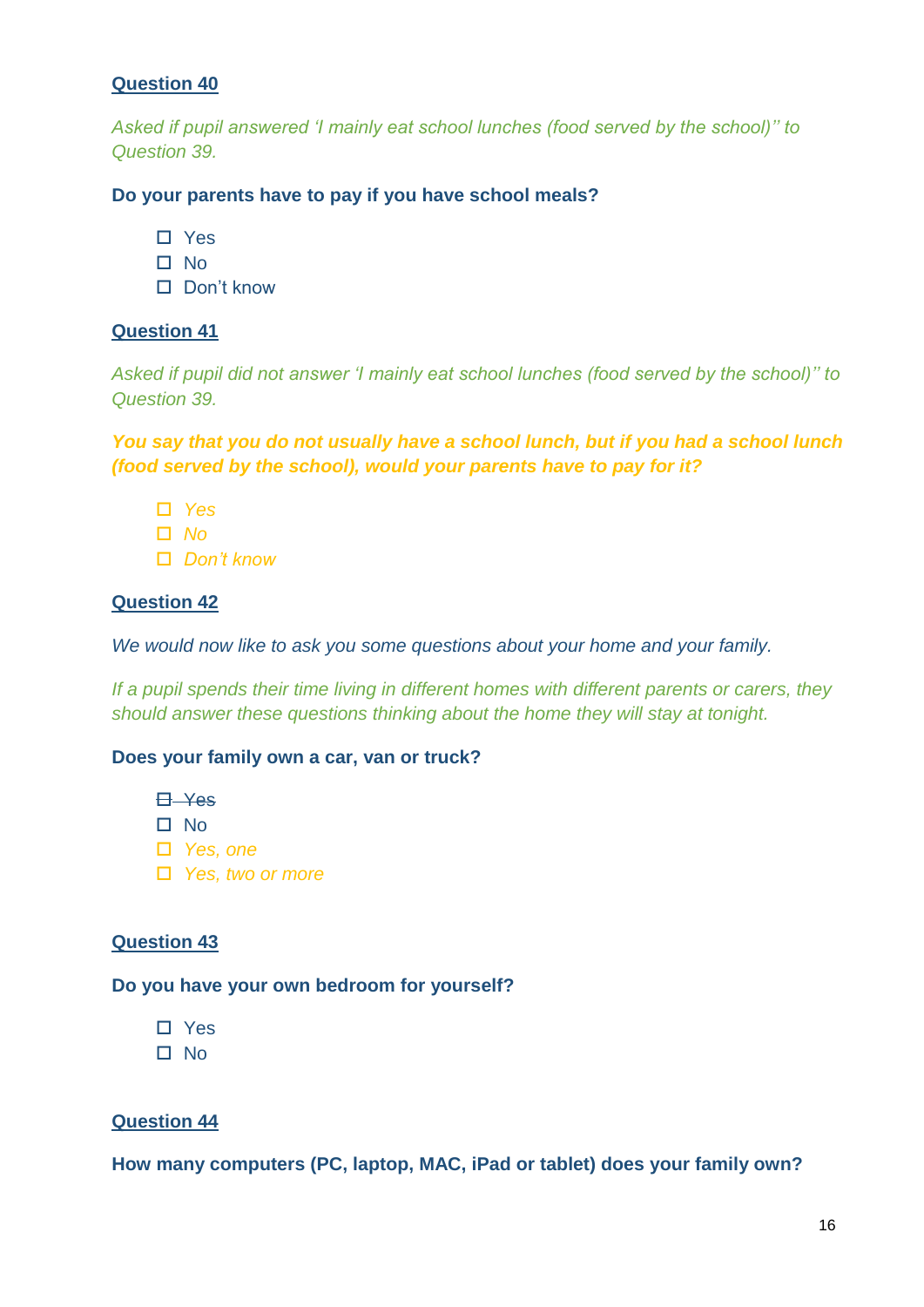**Question 40**

*Asked if pupil answered 'I mainly eat school lunches (food served by the school)'' to Question 39.*

**Do your parents have to pay if you have school meals?**

- ☐ Yes
- ☐ No
- ☐ Don't know

**Question 41**

*Asked if pupil did not answer 'I mainly eat school lunches (food served by the school)'' to Question 39.*

***You say that you do not usually have a school lunch, but if you had a school lunch (food served by the school), would your parents have to pay for it?***

- ☐ *Yes*
- ☐ *No*
- ☐ *Don't know*

**Question 42**

*We would now like to ask you some questions about your home and your family.*

*If a pupil spends their time living in different homes with different parents or carers, they should answer these questions thinking about the home they will stay at tonight.*

**Does your family own a car, van or truck?**

- ~~☐ Yes~~
- ☐ No
- ☐ *Yes, one*
- ☐ *Yes, two or more*

**Question 43**

**Do you have your own bedroom for yourself?**

- ☐ Yes
- ☐ No

**Question 44**

**How many computers (PC, laptop, MAC, iPad or tablet) does your family own?**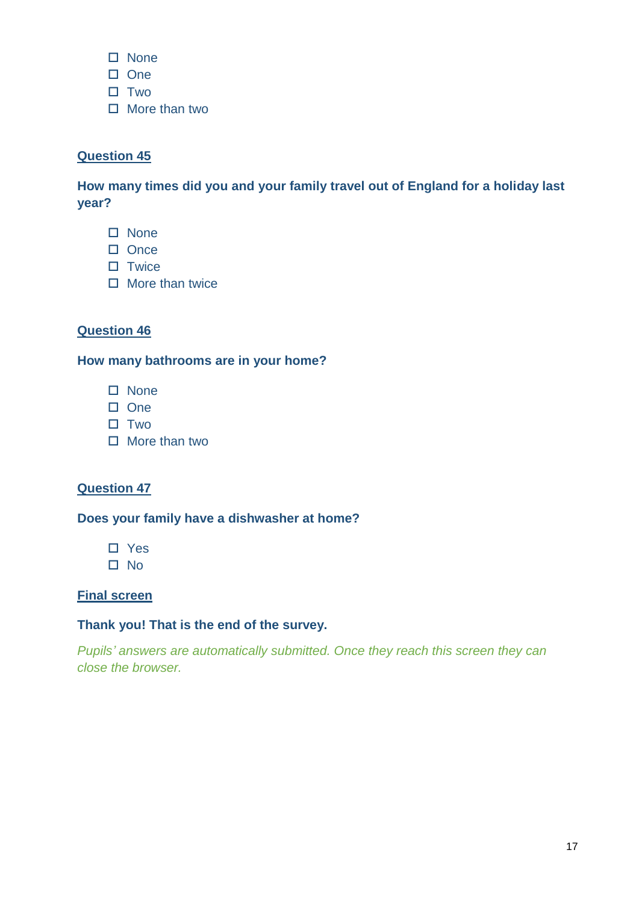- ☐ None
- ☐ One
- ☐ Two
- ☐ More than two

## Question 45

**How many times did you and your family travel out of England for a holiday last year?**

- ☐ None
- ☐ Once
- ☐ Twice
- ☐ More than twice

## Question 46

**How many bathrooms are in your home?**

- ☐ None
- ☐ One
- ☐ Two
- ☐ More than two

## Question 47

**Does your family have a dishwasher at home?**

- ☐ Yes
- ☐ No

## Final screen

**Thank you! That is the end of the survey.**

*Pupils' answers are automatically submitted. Once they reach this screen they can close the browser.*